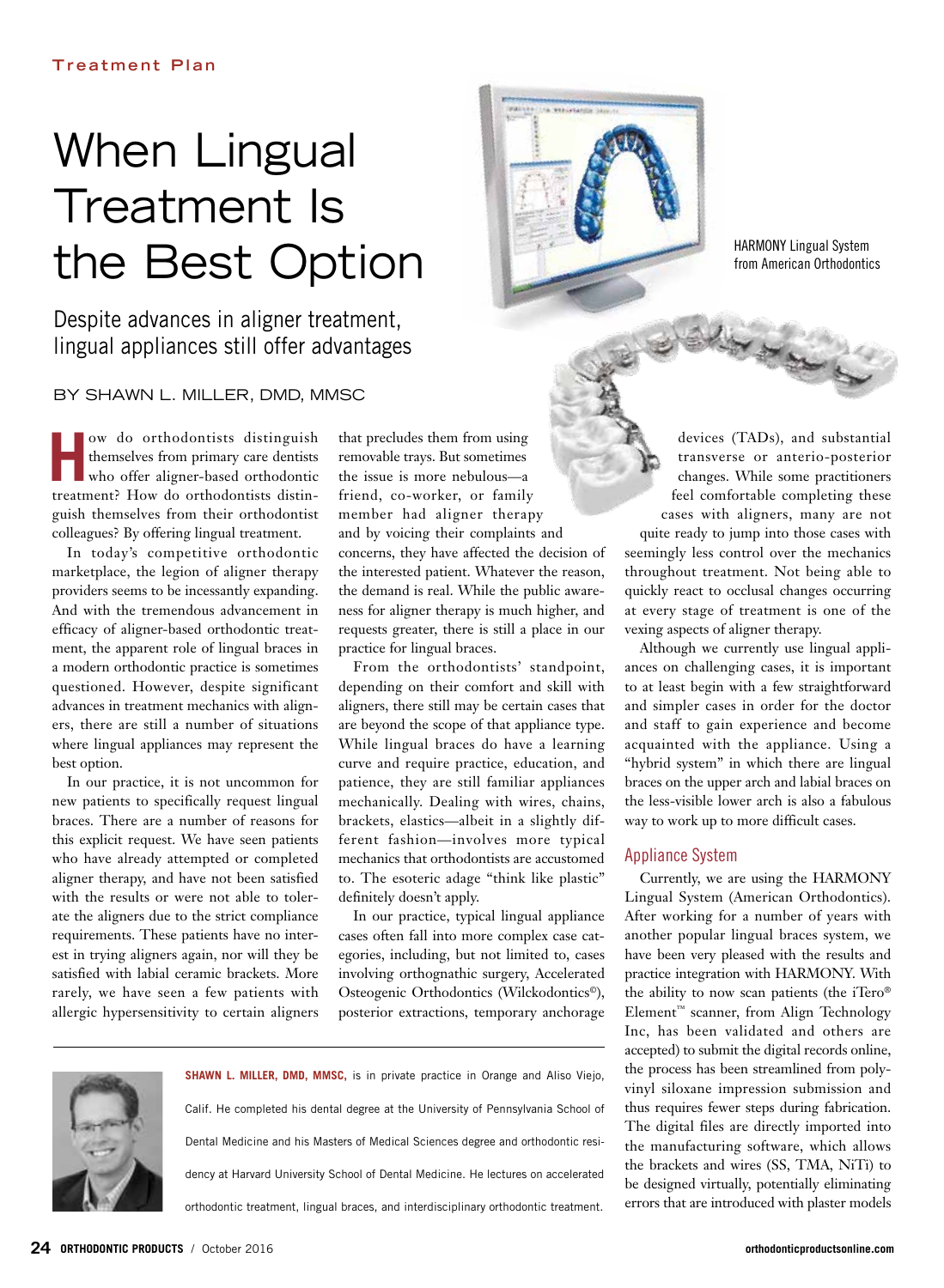Treatment Plan

# When Lingual Treatment Is the Best Option

## Despite advances in aligner treatment, lingual appliances still offer advantages

BY SHAWN L. MILLER, DMD, MMSC

HARMONY Lingual System from American Orthodontics

How do orthodontists distinguish themselves from primary care dentists who offer aligner-based orthodontic treatment? How do orthodontists distinguish themselves from their orthodontist colleagues? By offering lingual treatment.

In today's competitive orthodontic marketplace, the legion of aligner therapy providers seems to be incessantly expanding. And with the tremendous advancement in efficacy of aligner-based orthodontic treatment, the apparent role of lingual braces in a modern orthodontic practice is sometimes questioned. However, despite significant advances in treatment mechanics with aligners, there are still a number of situations where lingual appliances may represent the best option.

In our practice, it is not uncommon for new patients to specifically request lingual braces. There are a number of reasons for this explicit request. We have seen patients who have already attempted or completed aligner therapy, and have not been satisfied with the results or were not able to tolerate the aligners due to the strict compliance requirements. These patients have no interest in trying aligners again, nor will they be satisfied with labial ceramic brackets. More rarely, we have seen a few patients with allergic hypersensitivity to certain aligners that precludes them from using removable trays. But sometimes the issue is more nebulous—a friend, co-worker, or family member had aligner therapy and by voicing their complaints and concerns, they have affected the decision of the interested patient. Whatever the reason, the demand is real. While the public awareness for aligner therapy is much higher, and requests greater, there is still a place in our practice for lingual braces.

From the orthodontists' standpoint, depending on their comfort and skill with aligners, there still may be certain cases that are beyond the scope of that appliance type. While lingual braces do have a learning curve and require practice, education, and patience, they are still familiar appliances mechanically. Dealing with wires, chains, brackets, elastics—albeit in a slightly different fashion—involves more typical mechanics that orthodontists are accustomed to. The esoteric adage "think like plastic" definitely doesn't apply.

In our practice, typical lingual appliance cases often fall into more complex case categories, including, but not limited to, cases involving orthognathic surgery, Accelerated Osteogenic Orthodontics (Wilckodontics©), posterior extractions, temporary anchorage devices (TADs), and substantial transverse or anterio-posterior changes. While some practitioners feel comfortable completing these cases with aligners, many are not quite ready to jump into those cases with seemingly less control over the mechanics throughout treatment. Not being able to quickly react to occlusal changes occurring at every stage of treatment is one of the vexing aspects of aligner therapy.

Although we currently use lingual appliances on challenging cases, it is important to at least begin with a few straightforward and simpler cases in order for the doctor and staff to gain experience and become acquainted with the appliance. Using a "hybrid system" in which there are lingual braces on the upper arch and labial braces on the less-visible lower arch is also a fabulous way to work up to more difficult cases.

### Appliance System

Currently, we are using the HARMONY Lingual System (American Orthodontics). After working for a number of years with another popular lingual braces system, we have been very pleased with the results and practice integration with HARMONY. With the ability to now scan patients (the iTero® Element™ scanner, from Align Technology Inc, has been validated and others are accepted) to submit the digital records online, the process has been streamlined from polyvinyl siloxane impression submission and thus requires fewer steps during fabrication. The digital files are directly imported into the manufacturing software, which allows the brackets and wires (SS, TMA, NiTi) to be designed virtually, potentially eliminating errors that are introduced with plaster models

**SHAWN L. MILLER, DMD, MMSC,** is in private practice in Orange and Aliso Viejo, Calif. He completed his dental degree at the University of Pennsylvania School of Dental Medicine and his Masters of Medical Sciences degree and orthodontic residency at Harvard University School of Dental Medicine. He lectures on accelerated orthodontic treatment, lingual braces, and interdisciplinary orthodontic treatment.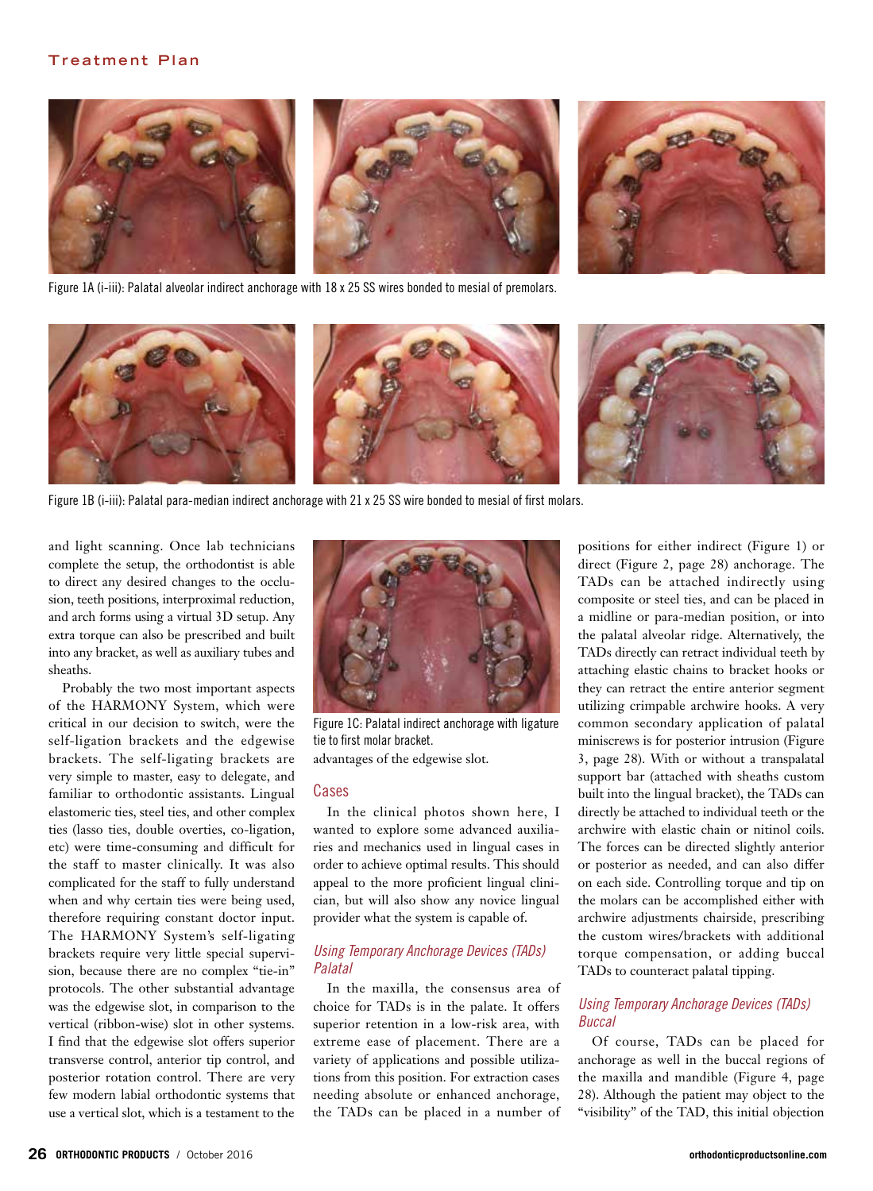Figure 1A (i-iii): Palatal alveolar indirect anchorage with 18 x 25 SS wires bonded to mesial of premolars.

Figure 1B (i-iii): Palatal para-median indirect anchorage with 21 x 25 SS wire bonded to mesial of first molars.

and light scanning. Once lab technicians complete the setup, the orthodontist is able to direct any desired changes to the occlusion, teeth positions, interproximal reduction, and arch forms using a virtual 3D setup. Any extra torque can also be prescribed and built into any bracket, as well as auxiliary tubes and sheaths.

Probably the two most important aspects of the HARMONY System, which were critical in our decision to switch, were the self-ligation brackets and the edgewise brackets. The self-ligating brackets are very simple to master, easy to delegate, and familiar to orthodontic assistants. Lingual elastomeric ties, steel ties, and other complex ties (lasso ties, double overties, co-ligation, etc) were time-consuming and difficult for the staff to master clinically. It was also complicated for the staff to fully understand when and why certain ties were being used, therefore requiring constant doctor input. The HARMONY System's self-ligating brackets require very little special supervision, because there are no complex "tie-in" protocols. The other substantial advantage was the edgewise slot, in comparison to the vertical (ribbon-wise) slot in other systems. I find that the edgewise slot offers superior transverse control, anterior tip control, and posterior rotation control. There are very few modern labial orthodontic systems that use a vertical slot, which is a testament to the advantages of the edgewise slot.

Figure 1C: Palatal indirect anchorage with ligature tie to first molar bracket.

## Cases

In the clinical photos shown here, I wanted to explore some advanced auxiliaries and mechanics used in lingual cases in order to achieve optimal results. This should appeal to the more proficient lingual clinician, but will also show any novice lingual provider what the system is capable of.

### *Using Temporary Anchorage Devices (TADs) Palatal*

In the maxilla, the consensus area of choice for TADs is in the palate. It offers superior retention in a low-risk area, with extreme ease of placement. There are a variety of applications and possible utilizations from this position. For extraction cases needing absolute or enhanced anchorage, the TADs can be placed in a number of positions for either indirect (Figure 1) or direct (Figure 2, page 28) anchorage. The TADs can be attached indirectly using composite or steel ties, and can be placed in a midline or para-median position, or into the palatal alveolar ridge. Alternatively, the TADs directly can retract individual teeth by attaching elastic chains to bracket hooks or they can retract the entire anterior segment utilizing crimpable archwire hooks. A very common secondary application of palatal miniscrews is for posterior intrusion (Figure 3, page 28). With or without a transpalatal support bar (attached with sheaths custom built into the lingual bracket), the TADs can directly be attached to individual teeth or the archwire with elastic chain or nitinol coils. The forces can be directed slightly anterior or posterior as needed, and can also differ on each side. Controlling torque and tip on the molars can be accomplished either with archwire adjustments chairside, prescribing the custom wires/brackets with additional torque compensation, or adding buccal TADs to counteract palatal tipping.

### *Using Temporary Anchorage Devices (TADs) Buccal*

Of course, TADs can be placed for anchorage as well in the buccal regions of the maxilla and mandible (Figure 4, page 28). Although the patient may object to the "visibility" of the TAD, this initial objection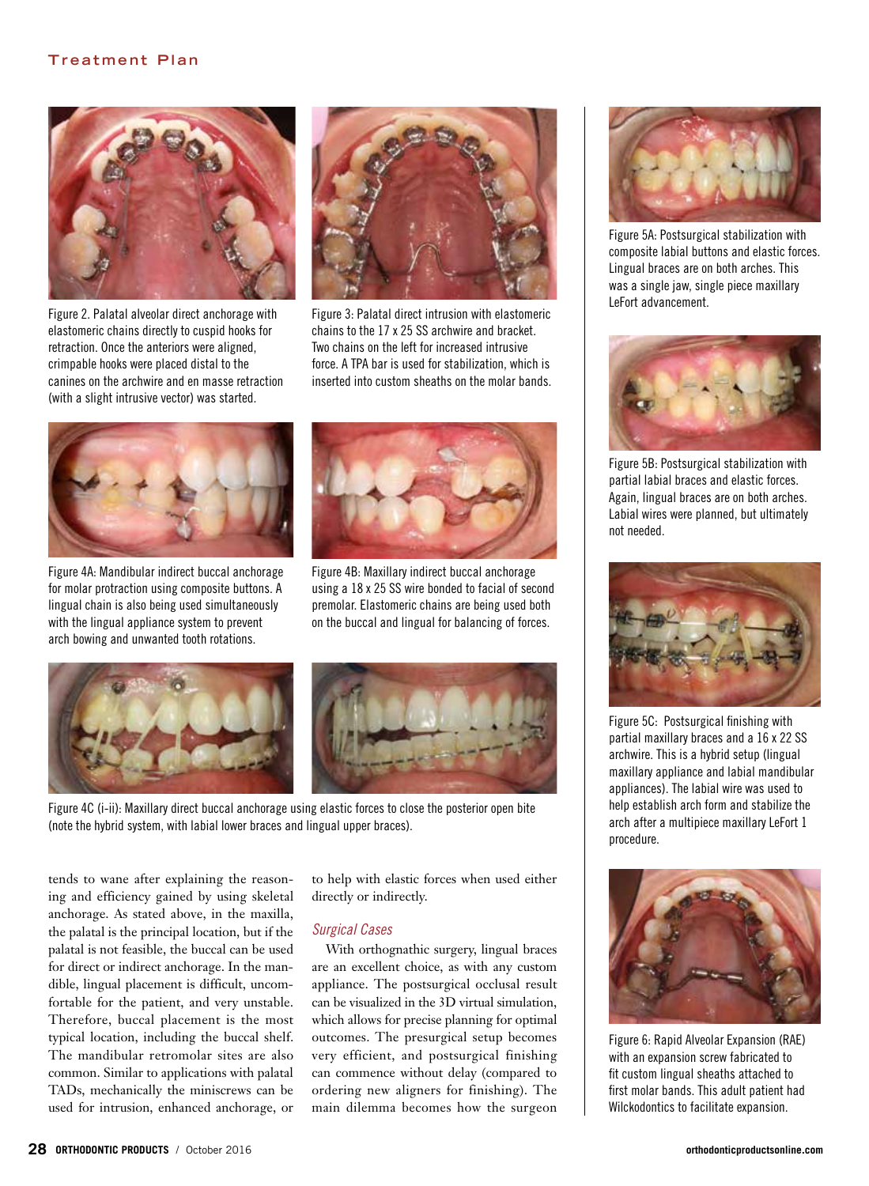Figure 2. Palatal alveolar direct anchorage with elastomeric chains directly to cuspid hooks for retraction. Once the anteriors were aligned, crimpable hooks were placed distal to the canines on the archwire and en masse retraction (with a slight intrusive vector) was started.

Figure 3: Palatal direct intrusion with elastomeric chains to the 17 x 25 SS archwire and bracket. Two chains on the left for increased intrusive force. A TPA bar is used for stabilization, which is inserted into custom sheaths on the molar bands.

Figure 4A: Mandibular indirect buccal anchorage for molar protraction using composite buttons. A lingual chain is also being used simultaneously with the lingual appliance system to prevent arch bowing and unwanted tooth rotations.

Figure 4B: Maxillary indirect buccal anchorage using a 18 x 25 SS wire bonded to facial of second premolar. Elastomeric chains are being used both on the buccal and lingual for balancing of forces.

Figure 4C (i-ii): Maxillary direct buccal anchorage using elastic forces to close the posterior open bite (note the hybrid system, with labial lower braces and lingual upper braces).

tends to wane after explaining the reasoning and efficiency gained by using skeletal anchorage. As stated above, in the maxilla, the palatal is the principal location, but if the palatal is not feasible, the buccal can be used for direct or indirect anchorage. In the mandible, lingual placement is difficult, uncomfortable for the patient, and very unstable. Therefore, buccal placement is the most typical location, including the buccal shelf. The mandibular retromolar sites are also common. Similar to applications with palatal TADs, mechanically the miniscrews can be used for intrusion, enhanced anchorage, or to help with elastic forces when used either directly or indirectly.

### *Surgical Cases*

With orthognathic surgery, lingual braces are an excellent choice, as with any custom appliance. The postsurgical occlusal result can be visualized in the 3D virtual simulation, which allows for precise planning for optimal outcomes. The presurgical setup becomes very efficient, and postsurgical finishing can commence without delay (compared to ordering new aligners for finishing). The main dilemma becomes how the surgeon

Figure 5A: Postsurgical stabilization with composite labial buttons and elastic forces. Lingual braces are on both arches. This was a single jaw, single piece maxillary LeFort advancement.

Figure 5B: Postsurgical stabilization with partial labial braces and elastic forces. Again, lingual braces are on both arches. Labial wires were planned, but ultimately not needed.

Figure 5C: Postsurgical finishing with partial maxillary braces and a 16 x 22 SS archwire. This is a hybrid setup (lingual maxillary appliance and labial mandibular appliances). The labial wire was used to help establish arch form and stabilize the arch after a multipiece maxillary LeFort 1 procedure.

Figure 6: Rapid Alveolar Expansion (RAE) with an expansion screw fabricated to fit custom lingual sheaths attached to first molar bands. This adult patient had Wilckodontics to facilitate expansion.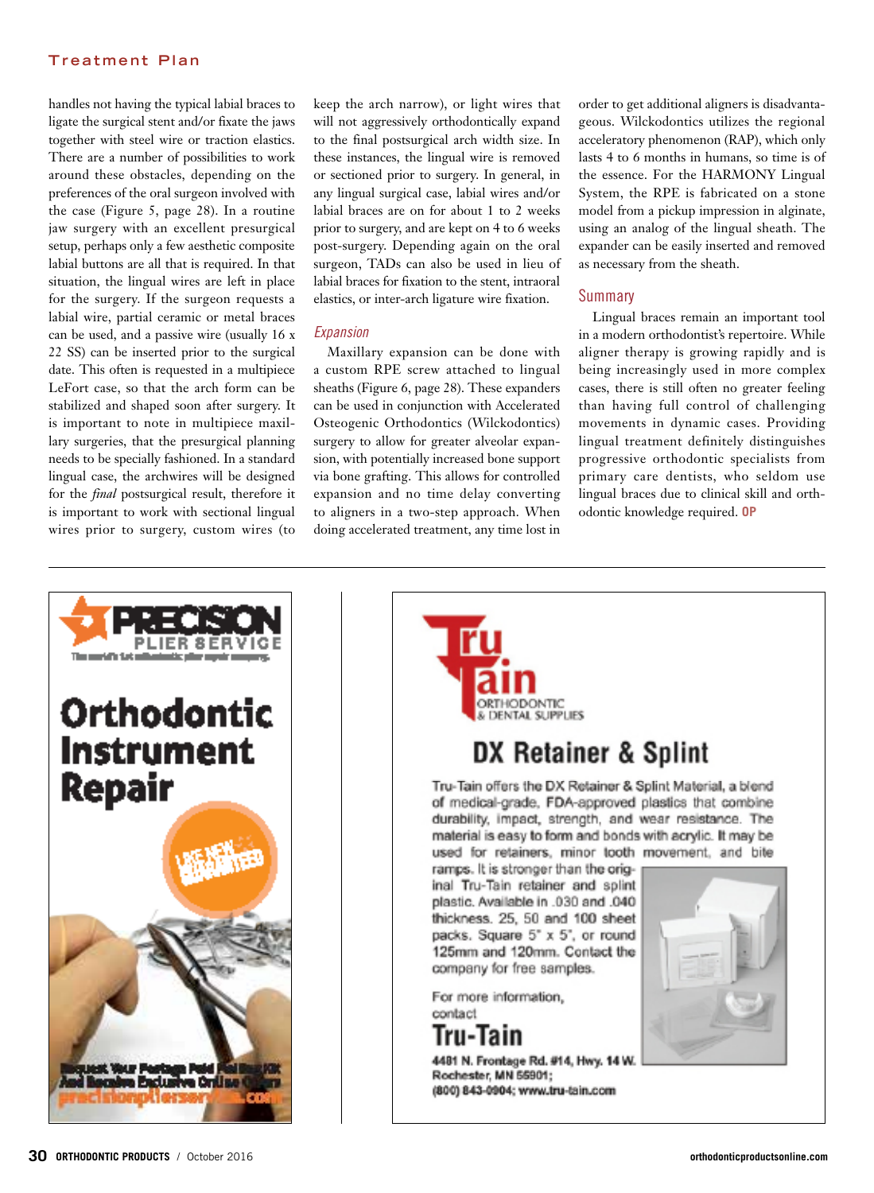handles not having the typical labial braces to ligate the surgical stent and/or fixate the jaws together with steel wire or traction elastics. There are a number of possibilities to work around these obstacles, depending on the preferences of the oral surgeon involved with the case (Figure 5, page 28). In a routine jaw surgery with an excellent presurgical setup, perhaps only a few aesthetic composite labial buttons are all that is required. In that situation, the lingual wires are left in place for the surgery. If the surgeon requests a labial wire, partial ceramic or metal braces can be used, and a passive wire (usually 16 x 22 SS) can be inserted prior to the surgical date. This often is requested in a multipiece LeFort case, so that the arch form can be stabilized and shaped soon after surgery. It is important to note in multipiece maxillary surgeries, that the presurgical planning needs to be specially fashioned. In a standard lingual case, the archwires will be designed for the *final* postsurgical result, therefore it is important to work with sectional lingual wires prior to surgery, custom wires (to keep the arch narrow), or light wires that will not aggressively orthodontically expand to the final postsurgical arch width size. In these instances, the lingual wire is removed or sectioned prior to surgery. In general, in any lingual surgical case, labial wires and/or labial braces are on for about 1 to 2 weeks prior to surgery, and are kept on 4 to 6 weeks post-surgery. Depending again on the oral surgeon, TADs can also be used in lieu of labial braces for fixation to the stent, intraoral elastics, or inter-arch ligature wire fixation.

## *Expansion*

Maxillary expansion can be done with a custom RPE screw attached to lingual sheaths (Figure 6, page 28). These expanders can be used in conjunction with Accelerated Osteogenic Orthodontics (Wilckodontics) surgery to allow for greater alveolar expansion, with potentially increased bone support via bone grafting. This allows for controlled expansion and no time delay converting to aligners in a two-step approach. When doing accelerated treatment, any time lost in order to get additional aligners is disadvantageous. Wilckodontics utilizes the regional acceleratory phenomenon (RAP), which only lasts 4 to 6 months in humans, so time is of the essence. For the HARMONY Lingual System, the RPE is fabricated on a stone model from a pickup impression in alginate, using an analog of the lingual sheath. The expander can be easily inserted and removed as necessary from the sheath.

## Summary

Lingual braces remain an important tool in a modern orthodontist's repertoire. While aligner therapy is growing rapidly and is being increasingly used in more complex cases, there is still often no greater feeling than having full control of challenging movements in dynamic cases. Providing lingual treatment definitely distinguishes progressive orthodontic specialists from primary care dentists, who seldom use lingual braces due to clinical skill and orthodontic knowledge required. **OP**

---

**PRECISION PLIER SERVICE**
The world's 1st orthodontic plier repair company.

# Orthodontic Instrument Repair

LIKE NEW GUARANTEED

Request Your Postage Paid Mail Box Kit And Receive Exclusive Online Offers
precisionpliersservice.com

---

**Tru-Tain**
ORTHODONTIC & DENTAL SUPPLIES

## DX Retainer & Splint

Tru-Tain offers the DX Retainer & Splint Material, a blend of medical-grade, FDA-approved plastics that combine durability, impact, strength, and wear resistance. The material is easy to form and bonds with acrylic. It may be used for retainers, minor tooth movement, and bite ramps. It is stronger than the original Tru-Tain retainer and splint plastic. Available in .030 and .040 thickness. 25, 50 and 100 sheet packs. Square 5" x 5", or round 125mm and 120mm. Contact the company for free samples.

For more information, contact

**Tru-Tain**
4401 N. Frontage Rd. #14, Hwy. 14 W.
Rochester, MN 55901;
(800) 843-0904; www.tru-tain.com